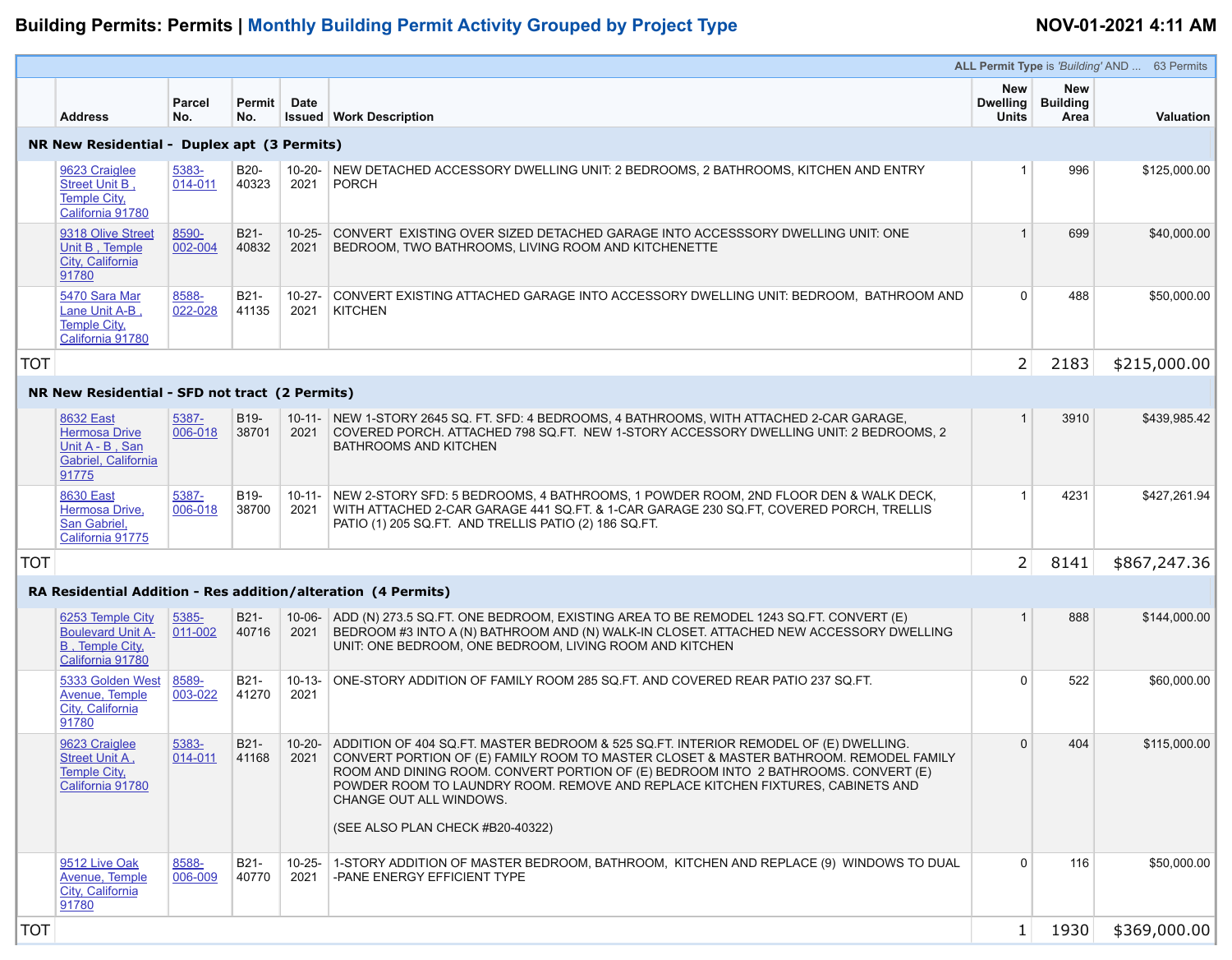# Building Permits: Permits | Monthly Building Permit Activity Grouped by Project Type

**NOV-01-2021 4:11 AM**

ALL Permit Type is 'Building' AND ... 63 Permits

| | Address | Parcel No. | Permit No. | Date Issued | Work Description | New Dwelling Units | New Building Area | Valuation |
|---|---|---|---|---|---|---|---|---|
| **NR New Residential - Duplex apt (3 Permits)** | | | | | | | | |
| | 9623 Craiglee Street Unit B , Temple City, California 91780 | 5383-014-011 | B20-40323 | 10-20-2021 | NEW DETACHED ACCESSORY DWELLING UNIT: 2 BEDROOMS, 2 BATHROOMS, KITCHEN AND ENTRY PORCH | 1 | 996 | $125,000.00 |
| | 9318 Olive Street Unit B , Temple City, California 91780 | 8590-002-004 | B21-40832 | 10-25-2021 | CONVERT EXISTING OVER SIZED DETACHED GARAGE INTO ACCESSSORY DWELLING UNIT: ONE BEDROOM, TWO BATHROOMS, LIVING ROOM AND KITCHENETTE | 1 | 699 | $40,000.00 |
| | 5470 Sara Mar Lane Unit A-B , Temple City, California 91780 | 8588-022-028 | B21-41135 | 10-27-2021 | CONVERT EXISTING ATTACHED GARAGE INTO ACCESSORY DWELLING UNIT: BEDROOM, BATHROOM AND KITCHEN | 0 | 488 | $50,000.00 |
| TOT | | | | | | 2 | 2183 | $215,000.00 |
| **NR New Residential - SFD not tract (2 Permits)** | | | | | | | | |
| | 8632 East Hermosa Drive Unit A - B , San Gabriel, California 91775 | 5387-006-018 | B19-38701 | 10-11-2021 | NEW 1-STORY 2645 SQ. FT. SFD: 4 BEDROOMS, 4 BATHROOMS, WITH ATTACHED 2-CAR GARAGE, COVERED PORCH. ATTACHED 798 SQ.FT. NEW 1-STORY ACCESSORY DWELLING UNIT: 2 BEDROOMS, 2 BATHROOMS AND KITCHEN | 1 | 3910 | $439,985.42 |
| | 8630 East Hermosa Drive, San Gabriel, California 91775 | 5387-006-018 | B19-38700 | 10-11-2021 | NEW 2-STORY SFD: 5 BEDROOMS, 4 BATHROOMS, 1 POWDER ROOM, 2ND FLOOR DEN & WALK DECK, WITH ATTACHED 2-CAR GARAGE 441 SQ.FT. & 1-CAR GARAGE 230 SQ.FT, COVERED PORCH, TRELLIS PATIO (1) 205 SQ.FT. AND TRELLIS PATIO (2) 186 SQ.FT. | 1 | 4231 | $427,261.94 |
| TOT | | | | | | 2 | 8141 | $867,247.36 |
| **RA Residential Addition - Res addition/alteration (4 Permits)** | | | | | | | | |
| | 6253 Temple City Boulevard Unit A-B , Temple City, California 91780 | 5385-011-002 | B21-40716 | 10-06-2021 | ADD (N) 273.5 SQ.FT. ONE BEDROOM, EXISTING AREA TO BE REMODEL 1243 SQ.FT. CONVERT (E) BEDROOM #3 INTO A (N) BATHROOM AND (N) WALK-IN CLOSET. ATTACHED NEW ACCESSORY DWELLING UNIT: ONE BEDROOM, ONE BEDROOM, LIVING ROOM AND KITCHEN | 1 | 888 | $144,000.00 |
| | 5333 Golden West Avenue, Temple City, California 91780 | 8589-003-022 | B21-41270 | 10-13-2021 | ONE-STORY ADDITION OF FAMILY ROOM 285 SQ.FT. AND COVERED REAR PATIO 237 SQ.FT. | 0 | 522 | $60,000.00 |
| | 9623 Craiglee Street Unit A , Temple City, California 91780 | 5383-014-011 | B21-41168 | 10-20-2021 | ADDITION OF 404 SQ.FT. MASTER BEDROOM & 525 SQ.FT. INTERIOR REMODEL OF (E) DWELLING. CONVERT PORTION OF (E) FAMILY ROOM TO MASTER CLOSET & MASTER BATHROOM. REMODEL FAMILY ROOM AND DINING ROOM. CONVERT PORTION OF (E) BEDROOM INTO 2 BATHROOMS. CONVERT (E) POWDER ROOM TO LAUNDRY ROOM. REMOVE AND REPLACE KITCHEN FIXTURES, CABINETS AND CHANGE OUT ALL WINDOWS. (SEE ALSO PLAN CHECK #B20-40322) | 0 | 404 | $115,000.00 |
| | 9512 Live Oak Avenue, Temple City, California 91780 | 8588-006-009 | B21-40770 | 10-25-2021 | 1-STORY ADDITION OF MASTER BEDROOM, BATHROOM, KITCHEN AND REPLACE (9) WINDOWS TO DUAL -PANE ENERGY EFFICIENT TYPE | 0 | 116 | $50,000.00 |
| TOT | | | | | | 1 | 1930 | $369,000.00 |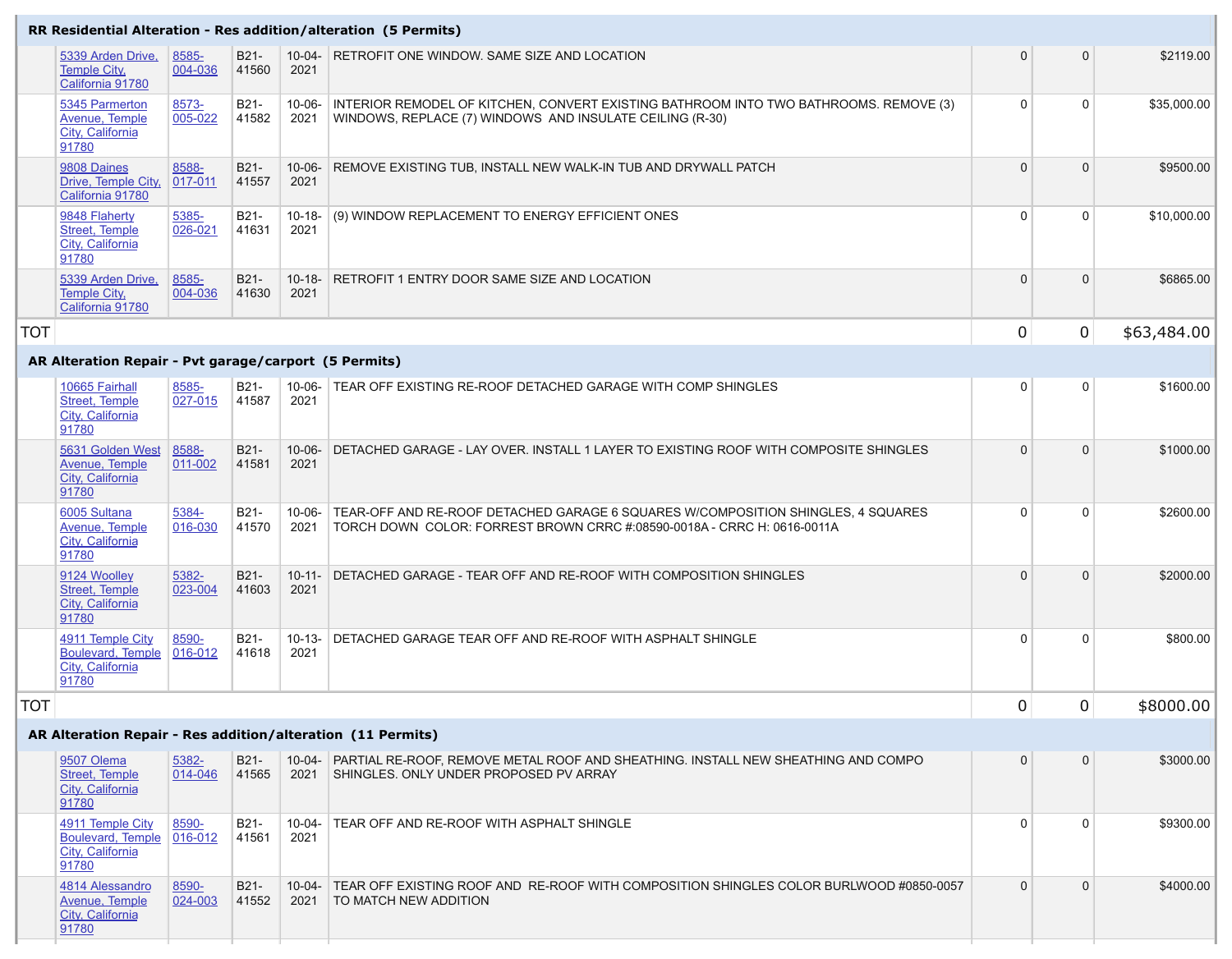| | Address | APN | Permit | Date | Description | | | Valuation |
|---|---|---|---|---|---|---|---|---|
| **RR Residential Alteration - Res addition/alteration (5 Permits)** | | | | | | | | |
| | 5339 Arden Drive, Temple City, California 91780 | 8585-004-036 | B21-41560 | 10-04-2021 | RETROFIT ONE WINDOW. SAME SIZE AND LOCATION | 0 | 0 | $2119.00 |
| | 5345 Parmerton Avenue, Temple City, California 91780 | 8573-005-022 | B21-41582 | 10-06-2021 | INTERIOR REMODEL OF KITCHEN, CONVERT EXISTING BATHROOM INTO TWO BATHROOMS. REMOVE (3) WINDOWS, REPLACE (7) WINDOWS AND INSULATE CEILING (R-30) | 0 | 0 | $35,000.00 |
| | 9808 Daines Drive, Temple City, California 91780 | 8588-017-011 | B21-41557 | 10-06-2021 | REMOVE EXISTING TUB, INSTALL NEW WALK-IN TUB AND DRYWALL PATCH | 0 | 0 | $9500.00 |
| | 9848 Flaherty Street, Temple City, California 91780 | 5385-026-021 | B21-41631 | 10-18-2021 | (9) WINDOW REPLACEMENT TO ENERGY EFFICIENT ONES | 0 | 0 | $10,000.00 |
| | 5339 Arden Drive, Temple City, California 91780 | 8585-004-036 | B21-41630 | 10-18-2021 | RETROFIT 1 ENTRY DOOR SAME SIZE AND LOCATION | 0 | 0 | $6865.00 |
| TOT | | | | | | 0 | 0 | $63,484.00 |
| **AR Alteration Repair - Pvt garage/carport (5 Permits)** | | | | | | | | |
| | 10665 Fairhall Street, Temple City, California 91780 | 8585-027-015 | B21-41587 | 10-06-2021 | TEAR OFF EXISTING RE-ROOF DETACHED GARAGE WITH COMP SHINGLES | 0 | 0 | $1600.00 |
| | 5631 Golden West Avenue, Temple City, California 91780 | 8588-011-002 | B21-41581 | 10-06-2021 | DETACHED GARAGE - LAY OVER. INSTALL 1 LAYER TO EXISTING ROOF WITH COMPOSITE SHINGLES | 0 | 0 | $1000.00 |
| | 6005 Sultana Avenue, Temple City, California 91780 | 5384-016-030 | B21-41570 | 10-06-2021 | TEAR-OFF AND RE-ROOF DETACHED GARAGE 6 SQUARES W/COMPOSITION SHINGLES, 4 SQUARES TORCH DOWN COLOR: FORREST BROWN CRRC #:08590-0018A - CRRC H: 0616-0011A | 0 | 0 | $2600.00 |
| | 9124 Woolley Street, Temple City, California 91780 | 5382-023-004 | B21-41603 | 10-11-2021 | DETACHED GARAGE - TEAR OFF AND RE-ROOF WITH COMPOSITION SHINGLES | 0 | 0 | $2000.00 |
| | 4911 Temple City Boulevard, Temple City, California 91780 | 8590-016-012 | B21-41618 | 10-13-2021 | DETACHED GARAGE TEAR OFF AND RE-ROOF WITH ASPHALT SHINGLE | 0 | 0 | $800.00 |
| TOT | | | | | | 0 | 0 | $8000.00 |
| **AR Alteration Repair - Res addition/alteration (11 Permits)** | | | | | | | | |
| | 9507 Olema Street, Temple City, California 91780 | 5382-014-046 | B21-41565 | 10-04-2021 | PARTIAL RE-ROOF, REMOVE METAL ROOF AND SHEATHING. INSTALL NEW SHEATHING AND COMPO SHINGLES. ONLY UNDER PROPOSED PV ARRAY | 0 | 0 | $3000.00 |
| | 4911 Temple City Boulevard, Temple City, California 91780 | 8590-016-012 | B21-41561 | 10-04-2021 | TEAR OFF AND RE-ROOF WITH ASPHALT SHINGLE | 0 | 0 | $9300.00 |
| | 4814 Alessandro Avenue, Temple City, California 91780 | 8590-024-003 | B21-41552 | 10-04-2021 | TEAR OFF EXISTING ROOF AND RE-ROOF WITH COMPOSITION SHINGLES COLOR BURLWOOD #0850-0057 TO MATCH NEW ADDITION | 0 | 0 | $4000.00 |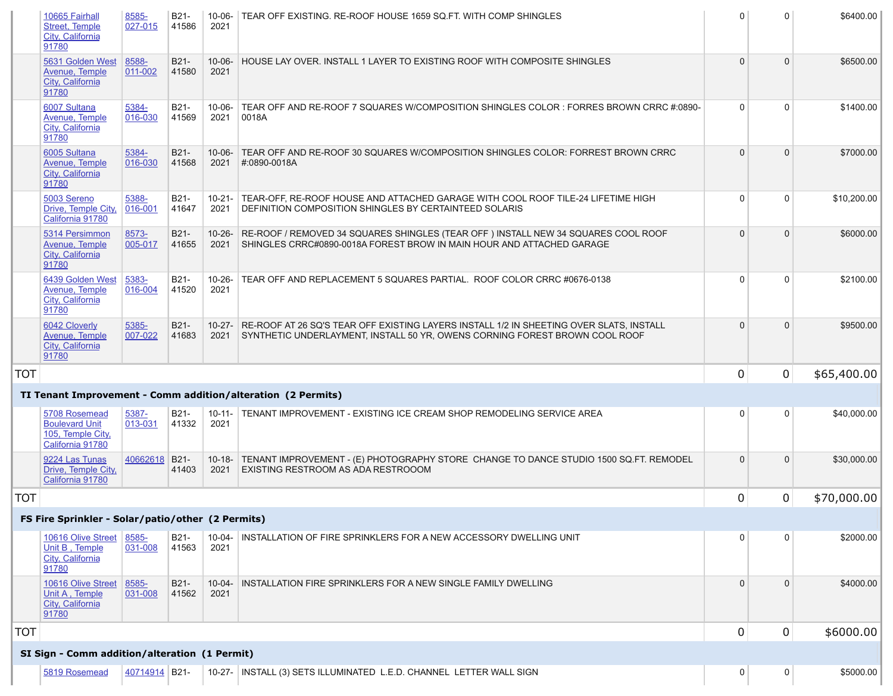| | Address | APN | Permit # | Date | Description | | | Valuation |
|---|---|---|---|---|---|---|---|---|
| | 10665 Fairhall Street, Temple City, California 91780 | 8585-027-015 | B21-41586 | 10-06-2021 | TEAR OFF EXISTING. RE-ROOF HOUSE 1659 SQ.FT. WITH COMP SHINGLES | 0 | 0 | $6400.00 |
| | 5631 Golden West Avenue, Temple City, California 91780 | 8588-011-002 | B21-41580 | 10-06-2021 | HOUSE LAY OVER. INSTALL 1 LAYER TO EXISTING ROOF WITH COMPOSITE SHINGLES | 0 | 0 | $6500.00 |
| | 6007 Sultana Avenue, Temple City, California 91780 | 5384-016-030 | B21-41569 | 10-06-2021 | TEAR OFF AND RE-ROOF 7 SQUARES W/COMPOSITION SHINGLES COLOR : FORRES BROWN CRRC #:0890-0018A | 0 | 0 | $1400.00 |
| | 6005 Sultana Avenue, Temple City, California 91780 | 5384-016-030 | B21-41568 | 10-06-2021 | TEAR OFF AND RE-ROOF 30 SQUARES W/COMPOSITION SHINGLES COLOR: FORREST BROWN CRRC #:0890-0018A | 0 | 0 | $7000.00 |
| | 5003 Sereno Drive, Temple City, California 91780 | 5388-016-001 | B21-41647 | 10-21-2021 | TEAR-OFF, RE-ROOF HOUSE AND ATTACHED GARAGE WITH COOL ROOF TILE-24 LIFETIME HIGH DEFINITION COMPOSITION SHINGLES BY CERTAINTEED SOLARIS | 0 | 0 | $10,200.00 |
| | 5314 Persimmon Avenue, Temple City, California 91780 | 8573-005-017 | B21-41655 | 10-26-2021 | RE-ROOF / REMOVED 34 SQUARES SHINGLES (TEAR OFF ) INSTALL NEW 34 SQUARES COOL ROOF SHINGLES CRRC#0890-0018A FOREST BROW IN MAIN HOUR AND ATTACHED GARAGE | 0 | 0 | $6000.00 |
| | 6439 Golden West Avenue, Temple City, California 91780 | 5383-016-004 | B21-41520 | 10-26-2021 | TEAR OFF AND REPLACEMENT 5 SQUARES PARTIAL. ROOF COLOR CRRC #0676-0138 | 0 | 0 | $2100.00 |
| | 6042 Cloverly Avenue, Temple City, California 91780 | 5385-007-022 | B21-41683 | 10-27-2021 | RE-ROOF AT 26 SQ'S TEAR OFF EXISTING LAYERS INSTALL 1/2 IN SHEETING OVER SLATS, INSTALL SYNTHETIC UNDERLAYMENT, INSTALL 50 YR, OWENS CORNING FOREST BROWN COOL ROOF | 0 | 0 | $9500.00 |
| TOT | | | | | | 0 | 0 | $65,400.00 |
| **TI Tenant Improvement - Comm addition/alteration (2 Permits)** | | | | | | | | |
| | 5708 Rosemead Boulevard Unit 105, Temple City, California 91780 | 5387-013-031 | B21-41332 | 10-11-2021 | TENANT IMPROVEMENT - EXISTING ICE CREAM SHOP REMODELING SERVICE AREA | 0 | 0 | $40,000.00 |
| | 9224 Las Tunas Drive, Temple City, California 91780 | 40662618 | B21-41403 | 10-18-2021 | TENANT IMPROVEMENT - (E) PHOTOGRAPHY STORE CHANGE TO DANCE STUDIO 1500 SQ.FT. REMODEL EXISTING RESTROOM AS ADA RESTROOOM | 0 | 0 | $30,000.00 |
| TOT | | | | | | 0 | 0 | $70,000.00 |
| **FS Fire Sprinkler - Solar/patio/other (2 Permits)** | | | | | | | | |
| | 10616 Olive Street Unit B , Temple City, California 91780 | 8585-031-008 | B21-41563 | 10-04-2021 | INSTALLATION OF FIRE SPRINKLERS FOR A NEW ACCESSORY DWELLING UNIT | 0 | 0 | $2000.00 |
| | 10616 Olive Street Unit A , Temple City, California 91780 | 8585-031-008 | B21-41562 | 10-04-2021 | INSTALLATION FIRE SPRINKLERS FOR A NEW SINGLE FAMILY DWELLING | 0 | 0 | $4000.00 |
| TOT | | | | | | 0 | 0 | $6000.00 |
| **SI Sign - Comm addition/alteration (1 Permit)** | | | | | | | | |
| | 5819 Rosemead | 40714914 | B21- | 10-27- | INSTALL (3) SETS ILLUMINATED L.E.D. CHANNEL LETTER WALL SIGN | 0 | 0 | $5000.00 |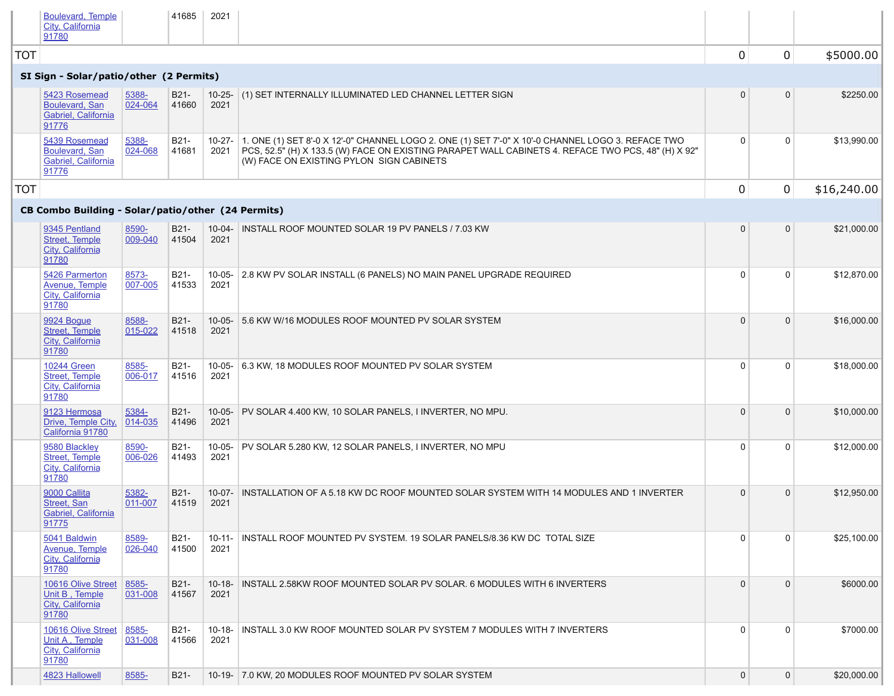| | Address | APN | Permit | Date | Description | | | Valuation |
|---|---|---|---|---|---|---|---|---|
| | Boulevard, Temple City, California 91780 | | 41685 | 2021 | | | | |
| TOT | | | | | | 0 | 0 | $5000.00 |
| **SI Sign - Solar/patio/other (2 Permits)** | | | | | | | | |
| | 5423 Rosemead Boulevard, San Gabriel, California 91776 | 5388-024-064 | B21-41660 | 10-25-2021 | (1) SET INTERNALLY ILLUMINATED LED CHANNEL LETTER SIGN | 0 | 0 | $2250.00 |
| | 5439 Rosemead Boulevard, San Gabriel, California 91776 | 5388-024-068 | B21-41681 | 10-27-2021 | 1. ONE (1) SET 8'-0 X 12'-0" CHANNEL LOGO 2. ONE (1) SET 7'-0" X 10'-0 CHANNEL LOGO 3. REFACE TWO PCS, 52.5" (H) X 133.5 (W) FACE ON EXISTING PARAPET WALL CABINETS 4. REFACE TWO PCS, 48" (H) X 92" (W) FACE ON EXISTING PYLON SIGN CABINETS | 0 | 0 | $13,990.00 |
| TOT | | | | | | 0 | 0 | $16,240.00 |
| **CB Combo Building - Solar/patio/other (24 Permits)** | | | | | | | | |
| | 9345 Pentland Street, Temple City, California 91780 | 8590-009-040 | B21-41504 | 10-04-2021 | INSTALL ROOF MOUNTED SOLAR 19 PV PANELS / 7.03 KW | 0 | 0 | $21,000.00 |
| | 5426 Parmerton Avenue, Temple City, California 91780 | 8573-007-005 | B21-41533 | 10-05-2021 | 2.8 KW PV SOLAR INSTALL (6 PANELS) NO MAIN PANEL UPGRADE REQUIRED | 0 | 0 | $12,870.00 |
| | 9924 Bogue Street, Temple City, California 91780 | 8588-015-022 | B21-41518 | 10-05-2021 | 5.6 KW W/16 MODULES ROOF MOUNTED PV SOLAR SYSTEM | 0 | 0 | $16,000.00 |
| | 10244 Green Street, Temple City, California 91780 | 8585-006-017 | B21-41516 | 10-05-2021 | 6.3 KW, 18 MODULES ROOF MOUNTED PV SOLAR SYSTEM | 0 | 0 | $18,000.00 |
| | 9123 Hermosa Drive, Temple City, California 91780 | 5384-014-035 | B21-41496 | 10-05-2021 | PV SOLAR 4.400 KW, 10 SOLAR PANELS, I INVERTER, NO MPU. | 0 | 0 | $10,000.00 |
| | 9580 Blackley Street, Temple City, California 91780 | 8590-006-026 | B21-41493 | 10-05-2021 | PV SOLAR 5.280 KW, 12 SOLAR PANELS, I INVERTER, NO MPU | 0 | 0 | $12,000.00 |
| | 9000 Callita Street, San Gabriel, California 91775 | 5382-011-007 | B21-41519 | 10-07-2021 | INSTALLATION OF A 5.18 KW DC ROOF MOUNTED SOLAR SYSTEM WITH 14 MODULES AND 1 INVERTER | 0 | 0 | $12,950.00 |
| | 5041 Baldwin Avenue, Temple City, California 91780 | 8589-026-040 | B21-41500 | 10-11-2021 | INSTALL ROOF MOUNTED PV SYSTEM. 19 SOLAR PANELS/8.36 KW DC TOTAL SIZE | 0 | 0 | $25,100.00 |
| | 10616 Olive Street Unit B , Temple City, California 91780 | 8585-031-008 | B21-41567 | 10-18-2021 | INSTALL 2.58KW ROOF MOUNTED SOLAR PV SOLAR. 6 MODULES WITH 6 INVERTERS | 0 | 0 | $6000.00 |
| | 10616 Olive Street Unit A , Temple City, California 91780 | 8585-031-008 | B21-41566 | 10-18-2021 | INSTALL 3.0 KW ROOF MOUNTED SOLAR PV SYSTEM 7 MODULES WITH 7 INVERTERS | 0 | 0 | $7000.00 |
| | 4823 Hallowell | 8585- | B21- | 10-19- | 7.0 KW, 20 MODULES ROOF MOUNTED PV SOLAR SYSTEM | 0 | 0 | $20,000.00 |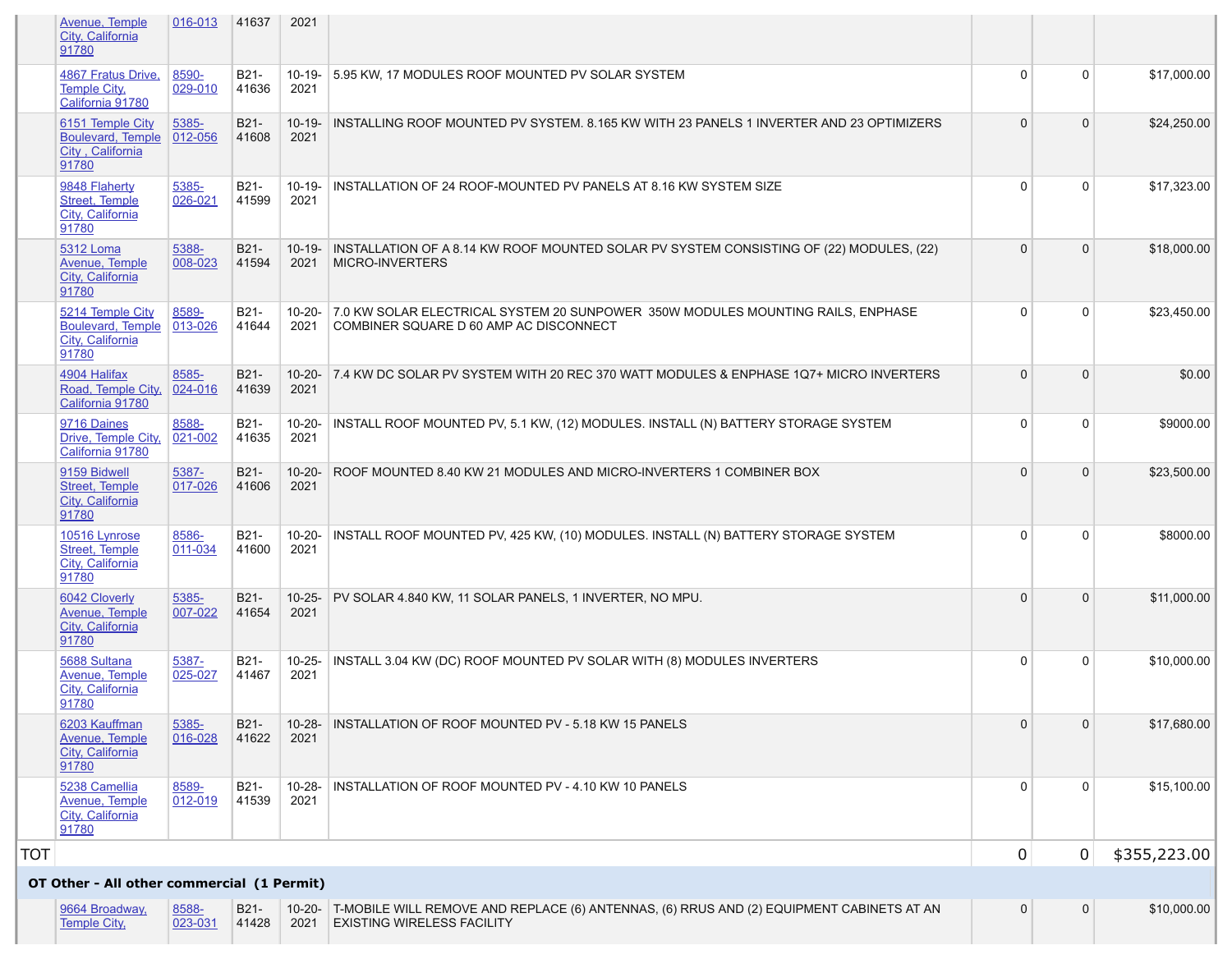| | | | | | | | | |
|---|---|---|---|---|---|---|---|---|
| | Avenue, Temple City, California 91780 | 016-013 | 41637 | 2021 | | | | |
| | 4867 Fratus Drive, Temple City, California 91780 | 8590-029-010 | B21-41636 | 10-19-2021 | 5.95 KW, 17 MODULES ROOF MOUNTED PV SOLAR SYSTEM | 0 | 0 | $17,000.00 |
| | 6151 Temple City Boulevard, Temple City , California 91780 | 5385-012-056 | B21-41608 | 10-19-2021 | INSTALLING ROOF MOUNTED PV SYSTEM. 8.165 KW WITH 23 PANELS 1 INVERTER AND 23 OPTIMIZERS | 0 | 0 | $24,250.00 |
| | 9848 Flaherty Street, Temple City, California 91780 | 5385-026-021 | B21-41599 | 10-19-2021 | INSTALLATION OF 24 ROOF-MOUNTED PV PANELS AT 8.16 KW SYSTEM SIZE | 0 | 0 | $17,323.00 |
| | 5312 Loma Avenue, Temple City, California 91780 | 5388-008-023 | B21-41594 | 10-19-2021 | INSTALLATION OF A 8.14 KW ROOF MOUNTED SOLAR PV SYSTEM CONSISTING OF (22) MODULES, (22) MICRO-INVERTERS | 0 | 0 | $18,000.00 |
| | 5214 Temple City Boulevard, Temple City, California 91780 | 8589-013-026 | B21-41644 | 10-20-2021 | 7.0 KW SOLAR ELECTRICAL SYSTEM 20 SUNPOWER 350W MODULES MOUNTING RAILS, ENPHASE COMBINER SQUARE D 60 AMP AC DISCONNECT | 0 | 0 | $23,450.00 |
| | 4904 Halifax Road, Temple City, California 91780 | 8585-024-016 | B21-41639 | 10-20-2021 | 7.4 KW DC SOLAR PV SYSTEM WITH 20 REC 370 WATT MODULES & ENPHASE 1Q7+ MICRO INVERTERS | 0 | 0 | $0.00 |
| | 9716 Daines Drive, Temple City, California 91780 | 8588-021-002 | B21-41635 | 10-20-2021 | INSTALL ROOF MOUNTED PV, 5.1 KW, (12) MODULES. INSTALL (N) BATTERY STORAGE SYSTEM | 0 | 0 | $9000.00 |
| | 9159 Bidwell Street, Temple City, California 91780 | 5387-017-026 | B21-41606 | 10-20-2021 | ROOF MOUNTED 8.40 KW 21 MODULES AND MICRO-INVERTERS 1 COMBINER BOX | 0 | 0 | $23,500.00 |
| | 10516 Lynrose Street, Temple City, California 91780 | 8586-011-034 | B21-41600 | 10-20-2021 | INSTALL ROOF MOUNTED PV, 425 KW, (10) MODULES. INSTALL (N) BATTERY STORAGE SYSTEM | 0 | 0 | $8000.00 |
| | 6042 Cloverly Avenue, Temple City, California 91780 | 5385-007-022 | B21-41654 | 10-25-2021 | PV SOLAR 4.840 KW, 11 SOLAR PANELS, 1 INVERTER, NO MPU. | 0 | 0 | $11,000.00 |
| | 5688 Sultana Avenue, Temple City, California 91780 | 5387-025-027 | B21-41467 | 10-25-2021 | INSTALL 3.04 KW (DC) ROOF MOUNTED PV SOLAR WITH (8) MODULES INVERTERS | 0 | 0 | $10,000.00 |
| | 6203 Kauffman Avenue, Temple City, California 91780 | 5385-016-028 | B21-41622 | 10-28-2021 | INSTALLATION OF ROOF MOUNTED PV - 5.18 KW 15 PANELS | 0 | 0 | $17,680.00 |
| | 5238 Camellia Avenue, Temple City, California 91780 | 8589-012-019 | B21-41539 | 10-28-2021 | INSTALLATION OF ROOF MOUNTED PV - 4.10 KW 10 PANELS | 0 | 0 | $15,100.00 |
| TOT | | | | | | 0 | 0 | $355,223.00 |
| **OT Other - All other commercial (1 Permit)** | | | | | | | | |
| | 9664 Broadway, Temple City, | 8588-023-031 | B21-41428 | 10-20-2021 | T-MOBILE WILL REMOVE AND REPLACE (6) ANTENNAS, (6) RRUS AND (2) EQUIPMENT CABINETS AT AN EXISTING WIRELESS FACILITY | 0 | 0 | $10,000.00 |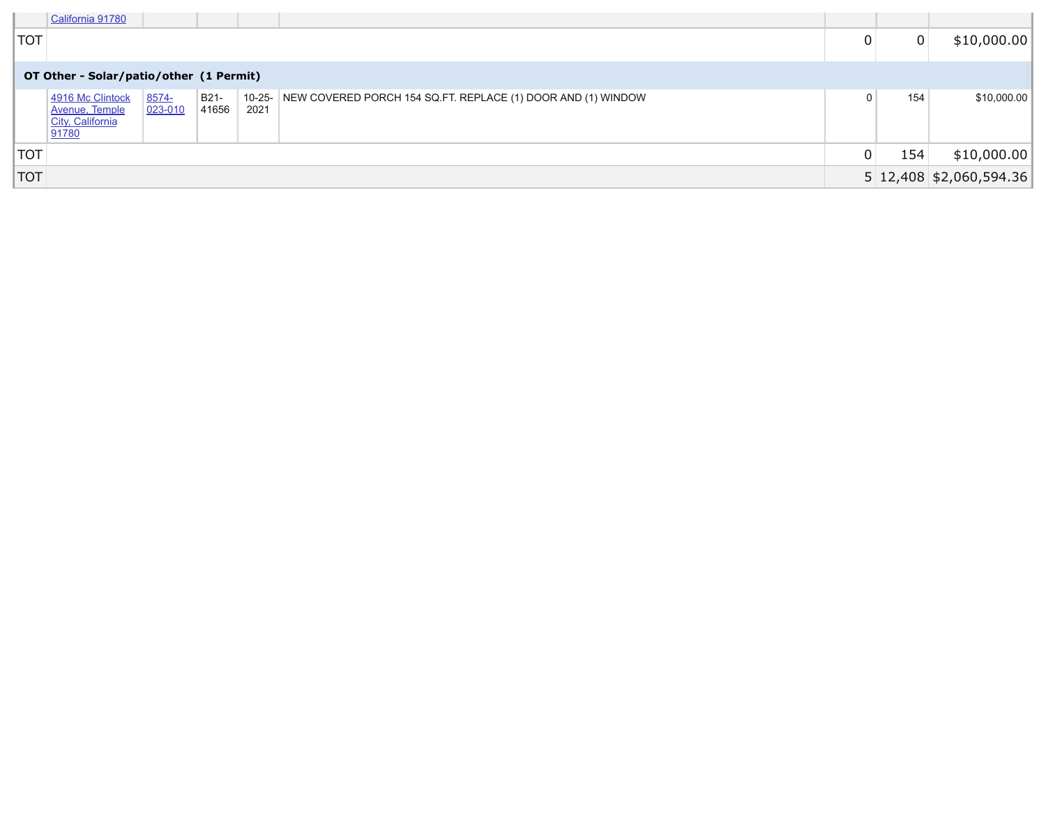| | | | | | | | | |
|---|---|---|---|---|---|---|---|---|
| | California 91780 | | | | | | | |
| TOT | | | | | | 0 | 0 | $10,000.00 |
| **OT Other - Solar/patio/other (1 Permit)** | | | | | | | | |
| | 4916 Mc Clintock Avenue, Temple City, California 91780 | 8574-023-010 | B21-41656 | 10-25-2021 | NEW COVERED PORCH 154 SQ.FT. REPLACE (1) DOOR AND (1) WINDOW | 0 | 154 | $10,000.00 |
| TOT | | | | | | 0 | 154 | $10,000.00 |
| TOT | | | | | | 5 | 12,408 | $2,060,594.36 |